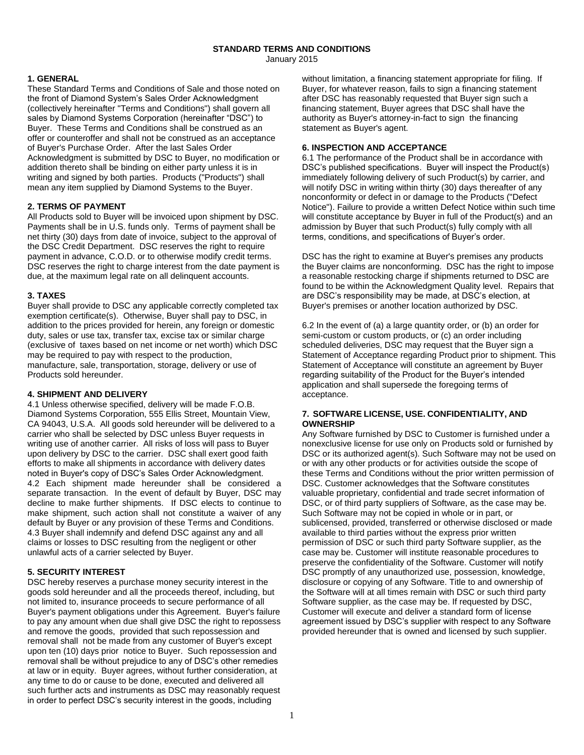# STANDARD TERMS AND CONDITIONS

January 2015

## 1. GENERAL

These Standard Terms and Conditions of Sale and those noted on the front of Diamond System's Sales Order Acknowledgment (collectively hereinafter "Terms and Conditions") shall govern all sales by Diamond Systems Corporation (hereinafter "DSC") to Buyer. These Terms and Conditions shall be construed as an offer or counteroffer and shall not be construed as an acceptance of Buyer's Purchase Order. After the last Sales Order Acknowledgment is submitted by DSC to Buyer, no modification or addition thereto shall be binding on either party unless it is in writing and signed by both parties. Products ("Products") shall mean any item supplied by Diamond Systems to the Buyer.

## 2. TERMS OF PAYMENT

All Products sold to Buyer will be invoiced upon shipment by DSC. Payments shall be in U.S. funds only. Terms of payment shall be net thirty (30) days from date of invoice, subject to the approval of the DSC Credit Department. DSC reserves the right to require payment in advance, C.O.D. or to otherwise modify credit terms. DSC reserves the right to charge interest from the date payment is due, at the maximum legal rate on all delinquent accounts.

## 3. TAXES

Buyer shall provide to DSC any applicable correctly completed tax exemption certificate(s). Otherwise, Buyer shall pay to DSC, in addition to the prices provided for herein, any foreign or domestic duty, sales or use tax, transfer tax, excise tax or similar charge (exclusive of taxes based on net income or net worth) which DSC may be required to pay with respect to the production, manufacture, sale, transportation, storage, delivery or use of Products sold hereunder.

## 4. SHIPMENT AND DELIVERY

4.1 Unless otherwise specified, delivery will be made F.O.B. Diamond Systems Corporation, 555 Ellis Street, Mountain View, CA 94043, U.S.A. All goods sold hereunder will be delivered to a carrier who shall be selected by DSC unless Buyer requests in writing use of another carrier. All risks of loss will pass to Buyer upon delivery by DSC to the carrier. DSC shall exert good faith efforts to make all shipments in accordance with delivery dates noted in Buyer's copy of DSC's Sales Order Acknowledgment.

4.2 Each shipment made hereunder shall be considered a separate transaction. In the event of default by Buyer, DSC may decline to make further shipments. If DSC elects to continue to make shipment, such action shall not constitute a waiver of any default by Buyer or any provision of these Terms and Conditions.

4.3 Buyer shall indemnify and defend DSC against any and all claims or losses to DSC resulting from the negligent or other unlawful acts of a carrier selected by Buyer.

## 5. SECURITY INTEREST

DSC hereby reserves a purchase money security interest in the goods sold hereunder and all the proceeds thereof, including, but not limited to, insurance proceeds to secure performance of all Buyer's payment obligations under this Agreement. Buyer's failure to pay any amount when due shall give DSC the right to repossess and remove the goods, provided that such repossession and removal shall not be made from any customer of Buyer's except upon ten (10) days prior notice to Buyer. Such repossession and removal shall be without prejudice to any of DSC's other remedies at law or in equity. Buyer agrees, without further consideration, at any time to do or cause to be done, executed and delivered all such further acts and instruments as DSC may reasonably request in order to perfect DSC's security interest in the goods, including without limitation, a financing statement appropriate for filing. If Buyer, for whatever reason, fails to sign a financing statement after DSC has reasonably requested that Buyer sign such a financing statement, Buyer agrees that DSC shall have the authority as Buyer's attorney-in-fact to sign the financing statement as Buyer's agent.

## 6. INSPECTION AND ACCEPTANCE

6.1 The performance of the Product shall be in accordance with DSC's published specifications. Buyer will inspect the Product(s) immediately following delivery of such Product(s) by carrier, and will notify DSC in writing within thirty (30) days thereafter of any nonconformity or defect in or damage to the Products ("Defect Notice"). Failure to provide a written Defect Notice within such time will constitute acceptance by Buyer in full of the Product(s) and an admission by Buyer that such Product(s) fully comply with all terms, conditions, and specifications of Buyer's order.

DSC has the right to examine at Buyer's premises any products the Buyer claims are nonconforming. DSC has the right to impose a reasonable restocking charge if shipments returned to DSC are found to be within the Acknowledgment Quality level. Repairs that are DSC's responsibility may be made, at DSC's election, at Buyer's premises or another location authorized by DSC.

6.2 In the event of (a) a large quantity order, or (b) an order for semi-custom or custom products, or (c) an order including scheduled deliveries, DSC may request that the Buyer sign a Statement of Acceptance regarding Product prior to shipment. This Statement of Acceptance will constitute an agreement by Buyer regarding suitability of the Product for the Buyer's intended application and shall supersede the foregoing terms of acceptance.

## 7. SOFTWARE LICENSE, USE. CONFIDENTIALITY, AND OWNERSHIP

Any Software furnished by DSC to Customer is furnished under a nonexclusive license for use only on Products sold or furnished by DSC or its authorized agent(s). Such Software may not be used on or with any other products or for activities outside the scope of these Terms and Conditions without the prior written permission of DSC. Customer acknowledges that the Software constitutes valuable proprietary, confidential and trade secret information of DSC, or of third party suppliers of Software, as the case may be. Such Software may not be copied in whole or in part, or sublicensed, provided, transferred or otherwise disclosed or made available to third parties without the express prior written permission of DSC or such third party Software supplier, as the case may be. Customer will institute reasonable procedures to preserve the confidentiality of the Software. Customer will notify DSC promptly of any unauthorized use, possession, knowledge, disclosure or copying of any Software. Title to and ownership of the Software will at all times remain with DSC or such third party Software supplier, as the case may be. If requested by DSC, Customer will execute and deliver a standard form of license agreement issued by DSC's supplier with respect to any Software provided hereunder that is owned and licensed by such supplier.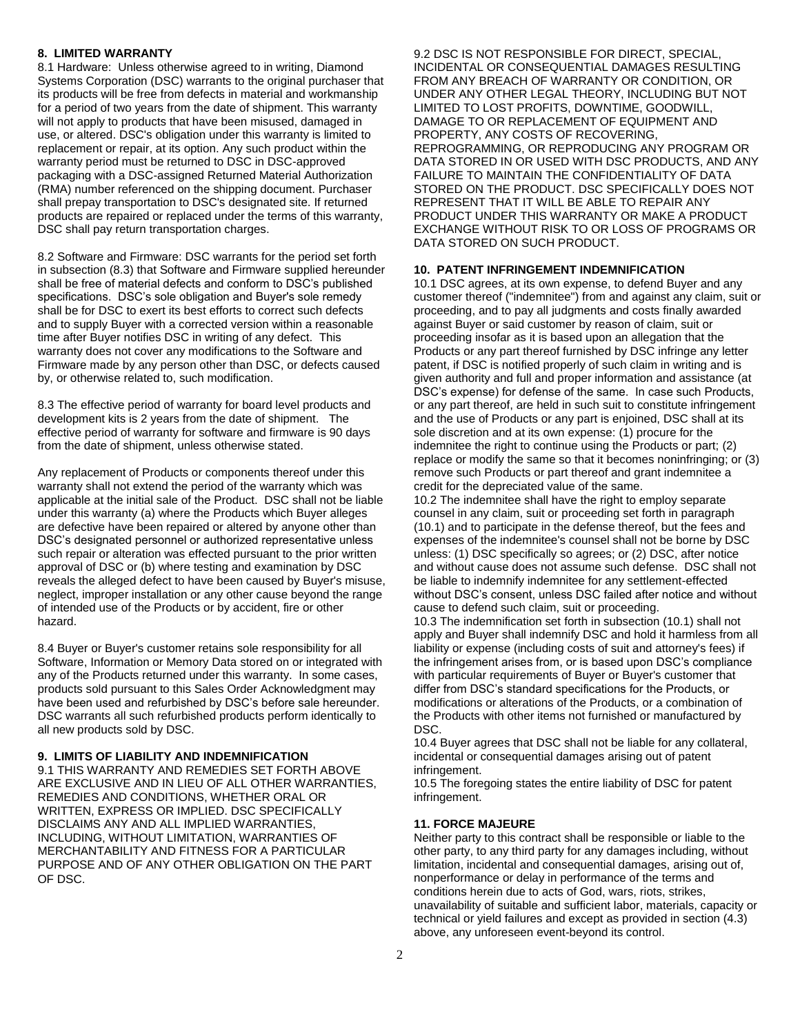## 8. LIMITED WARRANTY

8.1 Hardware: Unless otherwise agreed to in writing, Diamond Systems Corporation (DSC) warrants to the original purchaser that its products will be free from defects in material and workmanship for a period of two years from the date of shipment. This warranty will not apply to products that have been misused, damaged in use, or altered. DSC's obligation under this warranty is limited to replacement or repair, at its option. Any such product within the warranty period must be returned to DSC in DSC-approved packaging with a DSC-assigned Returned Material Authorization (RMA) number referenced on the shipping document. Purchaser shall prepay transportation to DSC's designated site. If returned products are repaired or replaced under the terms of this warranty, DSC shall pay return transportation charges.

8.2 Software and Firmware: DSC warrants for the period set forth in subsection (8.3) that Software and Firmware supplied hereunder shall be free of material defects and conform to DSC's published specifications. DSC's sole obligation and Buyer's sole remedy shall be for DSC to exert its best efforts to correct such defects and to supply Buyer with a corrected version within a reasonable time after Buyer notifies DSC in writing of any defect. This warranty does not cover any modifications to the Software and Firmware made by any person other than DSC, or defects caused by, or otherwise related to, such modification.

8.3 The effective period of warranty for board level products and development kits is 2 years from the date of shipment. The effective period of warranty for software and firmware is 90 days from the date of shipment, unless otherwise stated.

Any replacement of Products or components thereof under this warranty shall not extend the period of the warranty which was applicable at the initial sale of the Product. DSC shall not be liable under this warranty (a) where the Products which Buyer alleges are defective have been repaired or altered by anyone other than DSC's designated personnel or authorized representative unless such repair or alteration was effected pursuant to the prior written approval of DSC or (b) where testing and examination by DSC reveals the alleged defect to have been caused by Buyer's misuse, neglect, improper installation or any other cause beyond the range of intended use of the Products or by accident, fire or other hazard.

8.4 Buyer or Buyer's customer retains sole responsibility for all Software, Information or Memory Data stored on or integrated with any of the Products returned under this warranty. In some cases, products sold pursuant to this Sales Order Acknowledgment may have been used and refurbished by DSC's before sale hereunder. DSC warrants all such refurbished products perform identically to all new products sold by DSC.

## 9. LIMITS OF LIABILITY AND INDEMNIFICATION

9.1 THIS WARRANTY AND REMEDIES SET FORTH ABOVE ARE EXCLUSIVE AND IN LIEU OF ALL OTHER WARRANTIES, REMEDIES AND CONDITIONS, WHETHER ORAL OR WRITTEN, EXPRESS OR IMPLIED. DSC SPECIFICALLY DISCLAIMS ANY AND ALL IMPLIED WARRANTIES, INCLUDING, WITHOUT LIMITATION, WARRANTIES OF MERCHANTABILITY AND FITNESS FOR A PARTICULAR PURPOSE AND OF ANY OTHER OBLIGATION ON THE PART OF DSC.

9.2 DSC IS NOT RESPONSIBLE FOR DIRECT, SPECIAL, INCIDENTAL OR CONSEQUENTIAL DAMAGES RESULTING FROM ANY BREACH OF WARRANTY OR CONDITION, OR UNDER ANY OTHER LEGAL THEORY, INCLUDING BUT NOT LIMITED TO LOST PROFITS, DOWNTIME, GOODWILL, DAMAGE TO OR REPLACEMENT OF EQUIPMENT AND PROPERTY, ANY COSTS OF RECOVERING, REPROGRAMMING, OR REPRODUCING ANY PROGRAM OR DATA STORED IN OR USED WITH DSC PRODUCTS, AND ANY FAILURE TO MAINTAIN THE CONFIDENTIALITY OF DATA STORED ON THE PRODUCT. DSC SPECIFICALLY DOES NOT REPRESENT THAT IT WILL BE ABLE TO REPAIR ANY PRODUCT UNDER THIS WARRANTY OR MAKE A PRODUCT EXCHANGE WITHOUT RISK TO OR LOSS OF PROGRAMS OR DATA STORED ON SUCH PRODUCT.

## 10. PATENT INFRINGEMENT INDEMNIFICATION

10.1 DSC agrees, at its own expense, to defend Buyer and any customer thereof ("indemnitee") from and against any claim, suit or proceeding, and to pay all judgments and costs finally awarded against Buyer or said customer by reason of claim, suit or proceeding insofar as it is based upon an allegation that the Products or any part thereof furnished by DSC infringe any letter patent, if DSC is notified properly of such claim in writing and is given authority and full and proper information and assistance (at DSC's expense) for defense of the same. In case such Products, or any part thereof, are held in such suit to constitute infringement and the use of Products or any part is enjoined, DSC shall at its sole discretion and at its own expense: (1) procure for the indemnitee the right to continue using the Products or part; (2) replace or modify the same so that it becomes noninfringing; or (3) remove such Products or part thereof and grant indemnitee a credit for the depreciated value of the same.

10.2 The indemnitee shall have the right to employ separate counsel in any claim, suit or proceeding set forth in paragraph (10.1) and to participate in the defense thereof, but the fees and expenses of the indemnitee's counsel shall not be borne by DSC unless: (1) DSC specifically so agrees; or (2) DSC, after notice and without cause does not assume such defense. DSC shall not be liable to indemnify indemnitee for any settlement-effected without DSC's consent, unless DSC failed after notice and without cause to defend such claim, suit or proceeding.

10.3 The indemnification set forth in subsection (10.1) shall not apply and Buyer shall indemnify DSC and hold it harmless from all liability or expense (including costs of suit and attorney's fees) if the infringement arises from, or is based upon DSC's compliance with particular requirements of Buyer or Buyer's customer that differ from DSC's standard specifications for the Products, or modifications or alterations of the Products, or a combination of the Products with other items not furnished or manufactured by DSC.

10.4 Buyer agrees that DSC shall not be liable for any collateral, incidental or consequential damages arising out of patent infringement.

10.5 The foregoing states the entire liability of DSC for patent infringement.

## 11. FORCE MAJEURE

Neither party to this contract shall be responsible or liable to the other party, to any third party for any damages including, without limitation, incidental and consequential damages, arising out of, nonperformance or delay in performance of the terms and conditions herein due to acts of God, wars, riots, strikes, unavailability of suitable and sufficient labor, materials, capacity or technical or yield failures and except as provided in section (4.3) above, any unforeseen event-beyond its control.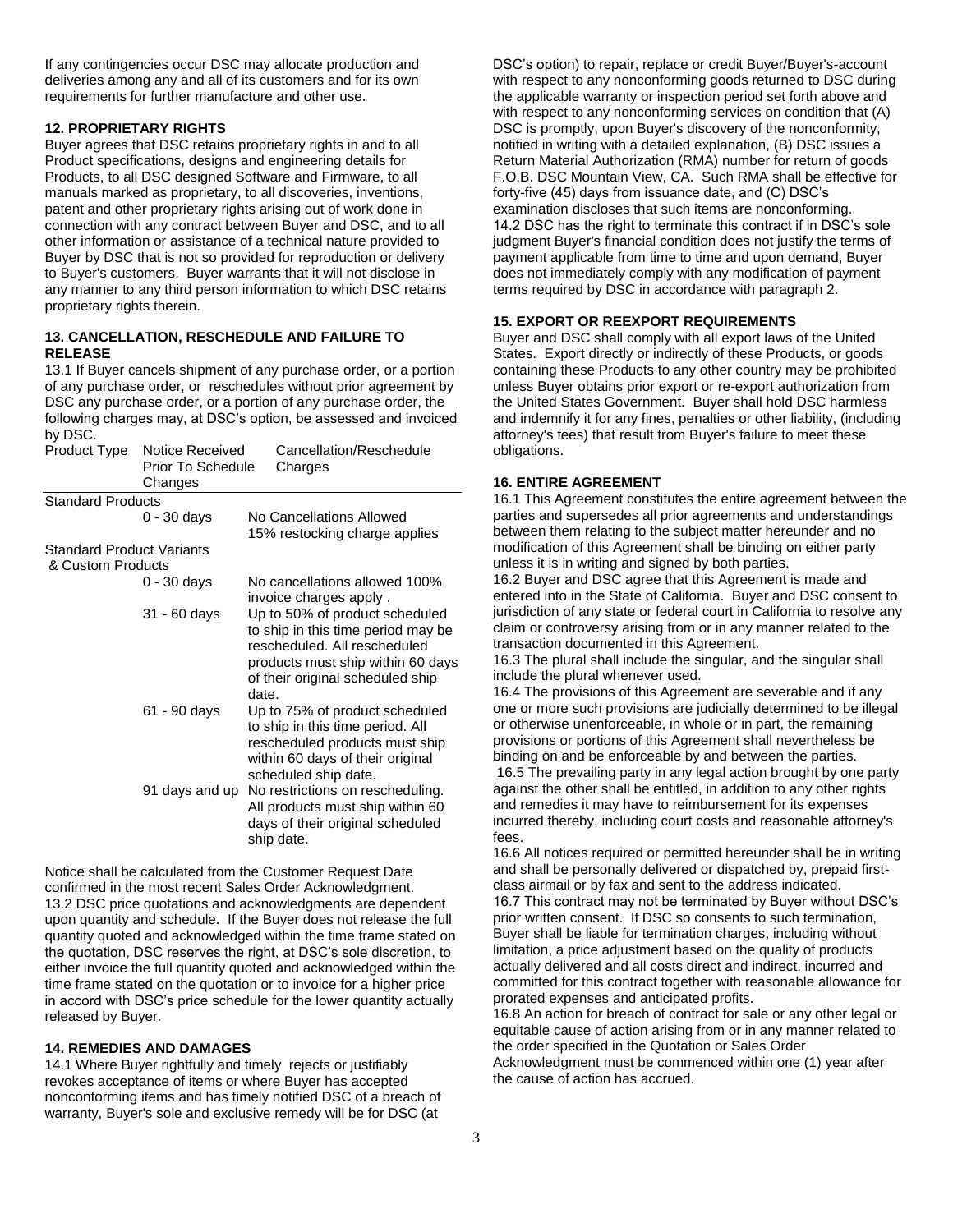If any contingencies occur DSC may allocate production and deliveries among any and all of its customers and for its own requirements for further manufacture and other use.

**12. PROPRIETARY RIGHTS**

Buyer agrees that DSC retains proprietary rights in and to all Product specifications, designs and engineering details for Products, to all DSC designed Software and Firmware, to all manuals marked as proprietary, to all discoveries, inventions, patent and other proprietary rights arising out of work done in connection with any contract between Buyer and DSC, and to all other information or assistance of a technical nature provided to Buyer by DSC that is not so provided for reproduction or delivery to Buyer's customers. Buyer warrants that it will not disclose in any manner to any third person information to which DSC retains proprietary rights therein.

**13. CANCELLATION, RESCHEDULE AND FAILURE TO RELEASE**

13.1 If Buyer cancels shipment of any purchase order, or a portion of any purchase order, or reschedules without prior agreement by DSC any purchase order, or a portion of any purchase order, the following charges may, at DSC's option, be assessed and invoiced by DSC.

| Product Type | Notice Received Prior To Schedule Changes | Cancellation/Reschedule Charges |
|---|---|---|
| Standard Products | | |
| | 0 - 30 days | No Cancellations Allowed 15% restocking charge applies |
| Standard Product Variants & Custom Products | | |
| | 0 - 30 days | No cancellations allowed 100% invoice charges apply . |
| | 31 - 60 days | Up to 50% of product scheduled to ship in this time period may be rescheduled. All rescheduled products must ship within 60 days of their original scheduled ship date. |
| | 61 - 90 days | Up to 75% of product scheduled to ship in this time period. All rescheduled products must ship within 60 days of their original scheduled ship date. |
| | 91 days and up | No restrictions on rescheduling. All products must ship within 60 days of their original scheduled ship date. |

Notice shall be calculated from the Customer Request Date confirmed in the most recent Sales Order Acknowledgment.

13.2 DSC price quotations and acknowledgments are dependent upon quantity and schedule. If the Buyer does not release the full quantity quoted and acknowledged within the time frame stated on the quotation, DSC reserves the right, at DSC's sole discretion, to either invoice the full quantity quoted and acknowledged within the time frame stated on the quotation or to invoice for a higher price in accord with DSC's price schedule for the lower quantity actually released by Buyer.

**14. REMEDIES AND DAMAGES**

14.1 Where Buyer rightfully and timely rejects or justifiably revokes acceptance of items or where Buyer has accepted nonconforming items and has timely notified DSC of a breach of warranty, Buyer's sole and exclusive remedy will be for DSC (at DSC's option) to repair, replace or credit Buyer/Buyer's-account with respect to any nonconforming goods returned to DSC during the applicable warranty or inspection period set forth above and with respect to any nonconforming services on condition that (A) DSC is promptly, upon Buyer's discovery of the nonconformity, notified in writing with a detailed explanation, (B) DSC issues a Return Material Authorization (RMA) number for return of goods F.O.B. DSC Mountain View, CA. Such RMA shall be effective for forty-five (45) days from issuance date, and (C) DSC's examination discloses that such items are nonconforming.

14.2 DSC has the right to terminate this contract if in DSC's sole judgment Buyer's financial condition does not justify the terms of payment applicable from time to time and upon demand, Buyer does not immediately comply with any modification of payment terms required by DSC in accordance with paragraph 2.

**15. EXPORT OR REEXPORT REQUIREMENTS**

Buyer and DSC shall comply with all export laws of the United States. Export directly or indirectly of these Products, or goods containing these Products to any other country may be prohibited unless Buyer obtains prior export or re-export authorization from the United States Government. Buyer shall hold DSC harmless and indemnify it for any fines, penalties or other liability, (including attorney's fees) that result from Buyer's failure to meet these obligations.

**16. ENTIRE AGREEMENT**

16.1 This Agreement constitutes the entire agreement between the parties and supersedes all prior agreements and understandings between them relating to the subject matter hereunder and no modification of this Agreement shall be binding on either party unless it is in writing and signed by both parties.

16.2 Buyer and DSC agree that this Agreement is made and entered into in the State of California. Buyer and DSC consent to jurisdiction of any state or federal court in California to resolve any claim or controversy arising from or in any manner related to the transaction documented in this Agreement.

16.3 The plural shall include the singular, and the singular shall include the plural whenever used.

16.4 The provisions of this Agreement are severable and if any one or more such provisions are judicially determined to be illegal or otherwise unenforceable, in whole or in part, the remaining provisions or portions of this Agreement shall nevertheless be binding on and be enforceable by and between the parties.

16.5 The prevailing party in any legal action brought by one party against the other shall be entitled, in addition to any other rights and remedies it may have to reimbursement for its expenses incurred thereby, including court costs and reasonable attorney's fees.

16.6 All notices required or permitted hereunder shall be in writing and shall be personally delivered or dispatched by, prepaid first-class airmail or by fax and sent to the address indicated.

16.7 This contract may not be terminated by Buyer without DSC's prior written consent. If DSC so consents to such termination, Buyer shall be liable for termination charges, including without limitation, a price adjustment based on the quality of products actually delivered and all costs direct and indirect, incurred and committed for this contract together with reasonable allowance for prorated expenses and anticipated profits.

16.8 An action for breach of contract for sale or any other legal or equitable cause of action arising from or in any manner related to the order specified in the Quotation or Sales Order Acknowledgment must be commenced within one (1) year after the cause of action has accrued.